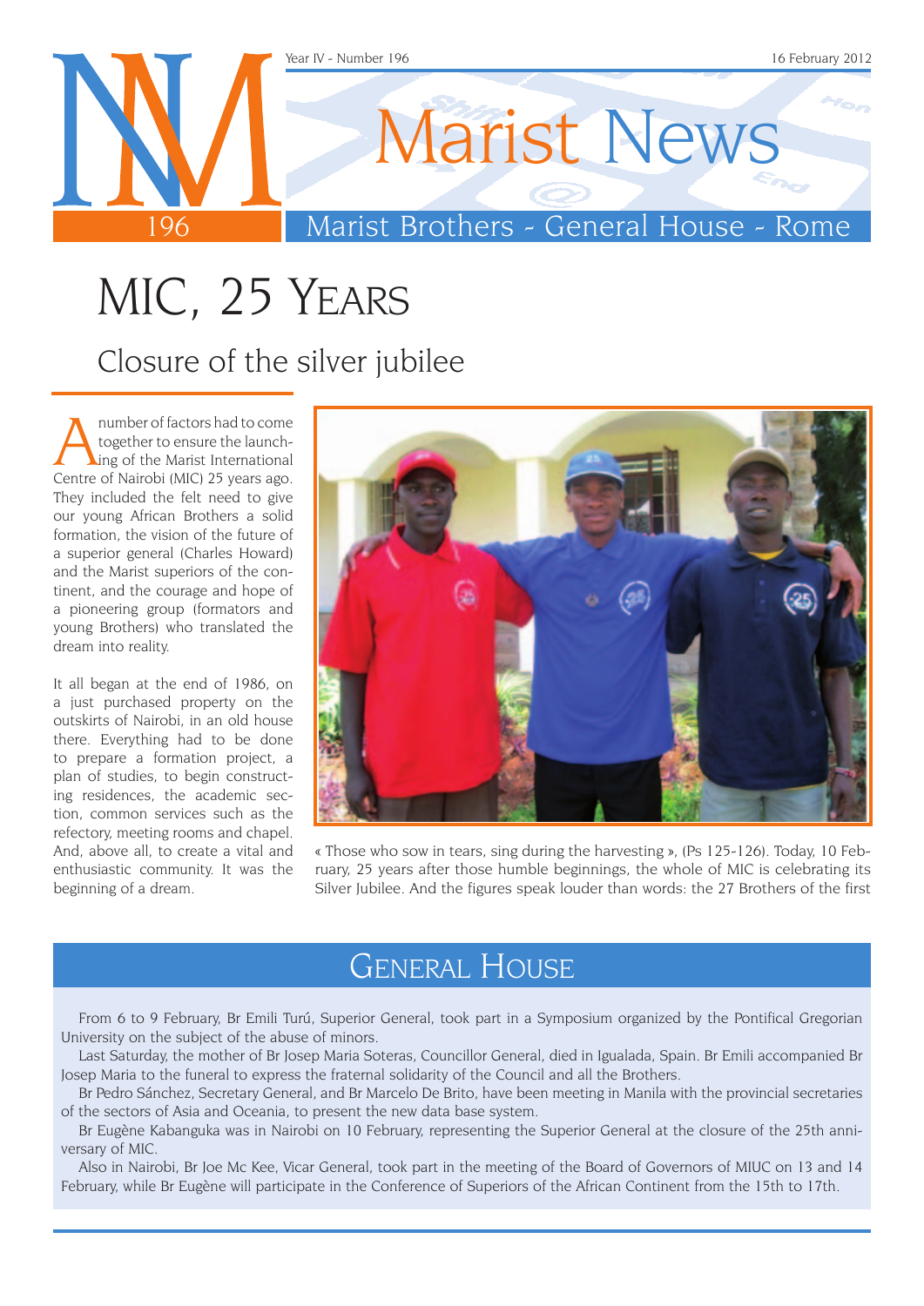# MIC, 25 Years

## Closure of the silver jubilee

A number of factors had to come together to ensure the launching of the Marist International Centre of Nairobi (MIC) 25 years ago. They included the felt need to give our young African Brothers a solid formation, the vision of the future of a superior general (Charles Howard) and the Marist superiors of the continent, and the courage and hope of a pioneering group (formators and young Brothers) who translated the dream into reality.

It all began at the end of 1986, on a just purchased property on the outskirts of Nairobi, in an old house there. Everything had to be done to prepare a formation project, a plan of studies, to begin constructing residences, the academic section, common services such as the refectory, meeting rooms and chapel. And, above all, to create a vital and enthusiastic community. It was the beginning of a dream.

« Those who sow in tears, sing during the harvesting », (Ps 125-126). Today, 10 February, 25 years after those humble beginnings, the whole of MIC is celebrating its Silver Jubilee. And the figures speak louder than words: the 27 Brothers of the first

## General House

From 6 to 9 February, Br Emili Turú, Superior General, took part in a Symposium organized by the Pontifical Gregorian University on the subject of the abuse of minors.

Last Saturday, the mother of Br Josep Maria Soteras, Councillor General, died in Igualada, Spain. Br Emili accompanied Br Josep Maria to the funeral to express the fraternal solidarity of the Council and all the Brothers.

Br Pedro Sánchez, Secretary General, and Br Marcelo De Brito, have been meeting in Manila with the provincial secretaries of the sectors of Asia and Oceania, to present the new data base system.

Br Eugène Kabanguka was in Nairobi on 10 February, representing the Superior General at the closure of the 25th anniversary of MIC.

Also in Nairobi, Br Joe Mc Kee, Vicar General, took part in the meeting of the Board of Governors of MIUC on 13 and 14 February, while Br Eugène will participate in the Conference of Superiors of the African Continent from the 15th to 17th.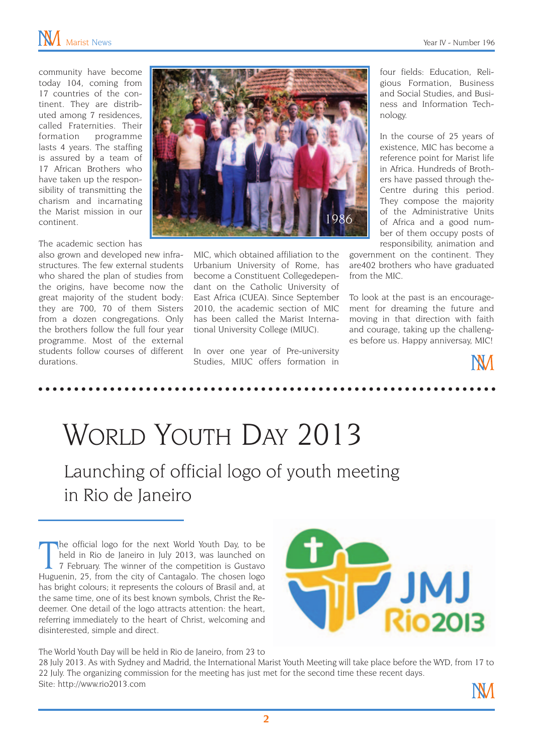community have become today 104, coming from 17 countries of the continent. They are distributed among 7 residences, called Fraternities. Their formation programme lasts 4 years. The staffing is assured by a team of 17 African Brothers who have taken up the responsibility of transmitting the charism and incarnating the Marist mission in our continent.

The academic section has also grown and developed new infrastructures. The few external students who shared the plan of studies from the origins, have become now the great majority of the student body: they are 700, 70 of them Sisters from a dozen congregations. Only the brothers follow the full four year programme. Most of the external students follow courses of different durations.

1986

MIC, which obtained affiliation to the Urbanium University of Rome, has become a Constituent Collegedependant on the Catholic University of East Africa (CUEA). Since September 2010, the academic section of MIC has been called the Marist International University College (MIUC).

In over one year of Pre-university Studies, MIUC offers formation in four fields: Education, Religious Formation, Business and Social Studies, and Business and Information Technology.

In the course of 25 years of existence, MIC has become a reference point for Marist life in Africa. Hundreds of Brothers have passed through the Centre during this period. They compose the majority of the Administrative Units of Africa and a good number of them occupy posts of responsibility, animation and government on the continent. They are402 brothers who have graduated from the MIC.

To look at the past is an encouragement for dreaming the future and moving in that direction with faith and courage, taking up the challenges before us. Happy anniversay, MIC!

# World Youth Day 2013

## Launching of official logo of youth meeting in Rio de Janeiro

The official logo for the next World Youth Day, to be held in Rio de Janeiro in July 2013, was launched on 7 February. The winner of the competition is Gustavo Huguenin, 25, from the city of Cantagalo. The chosen logo has bright colours; it represents the colours of Brasil and, at the same time, one of its best known symbols, Christ the Redeemer. One detail of the logo attracts attention: the heart, referring immediately to the heart of Christ, welcoming and disinterested, simple and direct.

JMJ Rio2013

The World Youth Day will be held in Rio de Janeiro, from 23 to 28 July 2013. As with Sydney and Madrid, the International Marist Youth Meeting will take place before the WYD, from 17 to 22 July. The organizing commission for the meeting has just met for the second time these recent days.

Site: http://www.rio2013.com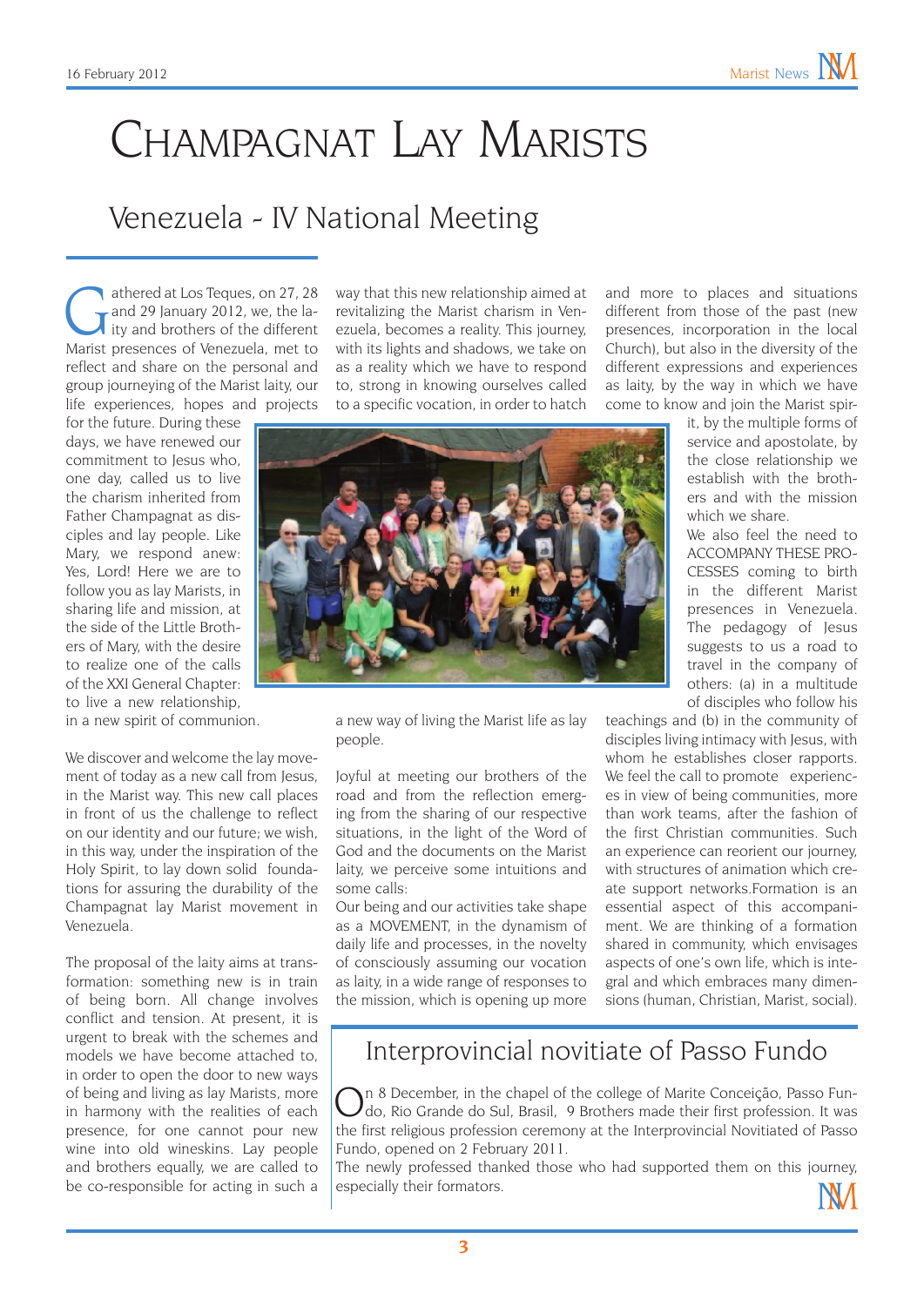# Champagnat Lay Marists

## Venezuela - IV National Meeting

Gathered at Los Teques, on 27, 28 and 29 January 2012, we, the laity and brothers of the different Marist presences of Venezuela, met to reflect and share on the personal and group journeying of the Marist laity, our life experiences, hopes and projects for the future. During these days, we have renewed our commitment to Jesus who, one day, called us to live the charism inherited from Father Champagnat as disciples and lay people. Like Mary, we respond anew: Yes, Lord! Here we are to follow you as lay Marists, in sharing life and mission, at the side of the Little Brothers of Mary, with the desire to realize one of the calls of the XXI General Chapter: to live a new relationship, in a new spirit of communion.

We discover and welcome the lay movement of today as a new call from Jesus, in the Marist way. This new call places in front of us the challenge to reflect on our identity and our future; we wish, in this way, under the inspiration of the Holy Spirit, to lay down solid foundations for assuring the durability of the Champagnat lay Marist movement in Venezuela.

The proposal of the laity aims at transformation: something new is in train of being born. All change involves conflict and tension. At present, it is urgent to break with the schemes and models we have become attached to, in order to open the door to new ways of being and living as lay Marists, more in harmony with the realities of each presence, for one cannot pour new wine into old wineskins. Lay people and brothers equally, we are called to be co-responsible for acting in such a way that this new relationship aimed at revitalizing the Marist charism in Venezuela, becomes a reality. This journey, with its lights and shadows, we take on as a reality which we have to respond to, strong in knowing ourselves called to a specific vocation, in order to hatch a new way of living the Marist life as lay people.

Joyful at meeting our brothers of the road and from the reflection emerging from the sharing of our respective situations, in the light of the Word of God and the documents on the Marist laity, we perceive some intuitions and some calls:

Our being and our activities take shape as a MOVEMENT, in the dynamism of daily life and processes, in the novelty of consciously assuming our vocation as laity, in a wide range of responses to the mission, which is opening up more and more to places and situations different from those of the past (new presences, incorporation in the local Church), but also in the diversity of the different expressions and experiences as laity, by the way in which we have come to know and join the Marist spirit, by the multiple forms of service and apostolate, by the close relationship we establish with the brothers and with the mission which we share.

We also feel the need to ACCOMPANY THESE PROCESSES coming to birth in the different Marist presences in Venezuela. The pedagogy of Jesus suggests to us a road to travel in the company of others: (a) in a multitude of disciples who follow his teachings and (b) in the community of disciples living intimacy with Jesus, with whom he establishes closer rapports. We feel the call to promote experiences in view of being communities, more than work teams, after the fashion of the first Christian communities. Such an experience can reorient our journey, with structures of animation which create support networks.Formation is an essential aspect of this accompaniment. We are thinking of a formation shared in community, which envisages aspects of one's own life, which is integral and which embraces many dimensions (human, Christian, Marist, social).

## Interprovincial novitiate of Passo Fundo

On 8 December, in the chapel of the college of Marite Conceição, Passo Fundo, Rio Grande do Sul, Brasil, 9 Brothers made their first profession. It was the first religious profession ceremony at the Interprovincial Novitiated of Passo Fundo, opened on 2 February 2011.

The newly professed thanked those who had supported them on this journey, especially their formators.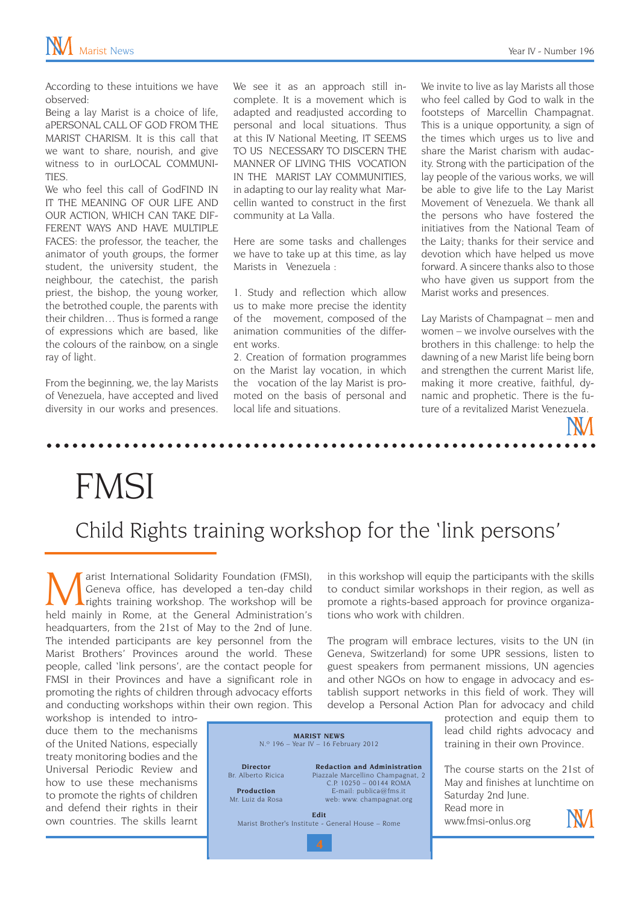According to these intuitions we have observed:

Being a lay Marist is a choice of life, aPERSONAL CALL OF GOD FROM THE MARIST CHARISM. It is this call that we want to share, nourish, and give witness to in ourLOCAL COMMUNITIES.

We who feel this call of GodFIND IN IT THE MEANING OF OUR LIFE AND OUR ACTION, WHICH CAN TAKE DIFFERENT WAYS AND HAVE MULTIPLE FACES: the professor, the teacher, the animator of youth groups, the former student, the university student, the neighbour, the catechist, the parish priest, the bishop, the young worker, the betrothed couple, the parents with their children… Thus is formed a range of expressions which are based, like the colours of the rainbow, on a single ray of light.

From the beginning, we, the lay Marists of Venezuela, have accepted and lived diversity in our works and presences. We see it as an approach still incomplete. It is a movement which is adapted and readjusted according to personal and local situations. Thus at this IV National Meeting, IT SEEMS TO US NECESSARY TO DISCERN THE MANNER OF LIVING THIS VOCATION IN THE MARIST LAY COMMUNITIES, in adapting to our lay reality what Marcellin wanted to construct in the first community at La Valla.

Here are some tasks and challenges we have to take up at this time, as lay Marists in Venezuela :

1. Study and reflection which allow us to make more precise the identity of the movement, composed of the animation communities of the different works.
2. Creation of formation programmes on the Marist lay vocation, in which the vocation of the lay Marist is promoted on the basis of personal and local life and situations.

We invite to live as lay Marists all those who feel called by God to walk in the footsteps of Marcellin Champagnat. This is a unique opportunity, a sign of the times which urges us to live and share the Marist charism with audacity. Strong with the participation of the lay people of the various works, we will be able to give life to the Lay Marist Movement of Venezuela. We thank all the persons who have fostered the initiatives from the National Team of the Laity; thanks for their service and devotion which have helped us move forward. A sincere thanks also to those who have given us support from the Marist works and presences.

Lay Marists of Champagnat – men and women – we involve ourselves with the brothers in this challenge: to help the dawning of a new Marist life being born and strengthen the current Marist life, making it more creative, faithful, dynamic and prophetic. There is the future of a revitalized Marist Venezuela.

# FMSI

## Child Rights training workshop for the 'link persons'

Marist International Solidarity Foundation (FMSI), Geneva office, has developed a ten-day child rights training workshop. The workshop will be held mainly in Rome, at the General Administration's headquarters, from the 21st of May to the 2nd of June. The intended participants are key personnel from the Marist Brothers' Provinces around the world. These people, called 'link persons', are the contact people for FMSI in their Provinces and have a significant role in promoting the rights of children through advocacy efforts and conducting workshops within their own region. This workshop is intended to introduce them to the mechanisms of the United Nations, especially treaty monitoring bodies and the Universal Periodic Review and how to use these mechanisms to promote the rights of children and defend their rights in their own countries. The skills learnt in this workshop will equip the participants with the skills to conduct similar workshops in their region, as well as promote a rights-based approach for province organizations who work with children.

The program will embrace lectures, visits to the UN (in Geneva, Switzerland) for some UPR sessions, listen to guest speakers from permanent missions, UN agencies and other NGOs on how to engage in advocacy and establish support networks in this field of work. They will develop a Personal Action Plan for advocacy and child protection and equip them to lead child rights advocacy and training in their own Province.

The course starts on the 21st of May and finishes at lunchtime on Saturday 2nd June.
Read more in
www.fmsi-onlus.org

**MARIST NEWS**
N.º 196 – Year IV – 16 February 2012

**Director**
Br. Alberto Ricica

**Production**
Mr. Luiz da Rosa

**Redaction and Administration**
Piazzale Marcellino Champagnat, 2
C.P. 10250 – 00144 ROMA
E-mail: publica@fms.it
web: www. champagnat.org

**Edit**
Marist Brother's Institute - General House – Rome